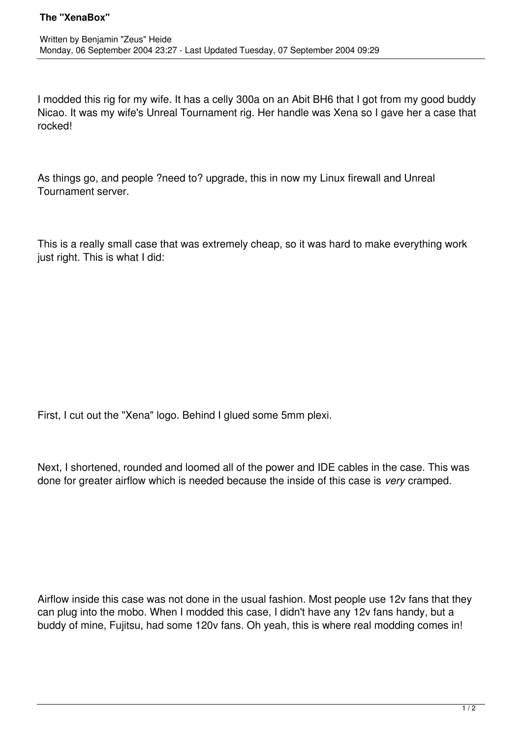# The "XenaBox"

Written by Benjamin "Zeus" Heide
Monday, 06 September 2004 23:27 - Last Updated Tuesday, 07 September 2004 09:29

I modded this rig for my wife. It has a celly 300a on an Abit BH6 that I got from my good buddy Nicao. It was my wife's Unreal Tournament rig. Her handle was Xena so I gave her a case that rocked!

As things go, and people ?need to? upgrade, this in now my Linux firewall and Unreal Tournament server.

This is a really small case that was extremely cheap, so it was hard to make everything work just right. This is what I did:

First, I cut out the "Xena" logo. Behind I glued some 5mm plexi.

Next, I shortened, rounded and loomed all of the power and IDE cables in the case. This was done for greater airflow which is needed because the inside of this case is *very* cramped.

Airflow inside this case was not done in the usual fashion. Most people use 12v fans that they can plug into the mobo. When I modded this case, I didn't have any 12v fans handy, but a buddy of mine, Fujitsu, had some 120v fans. Oh yeah, this is where real modding comes in!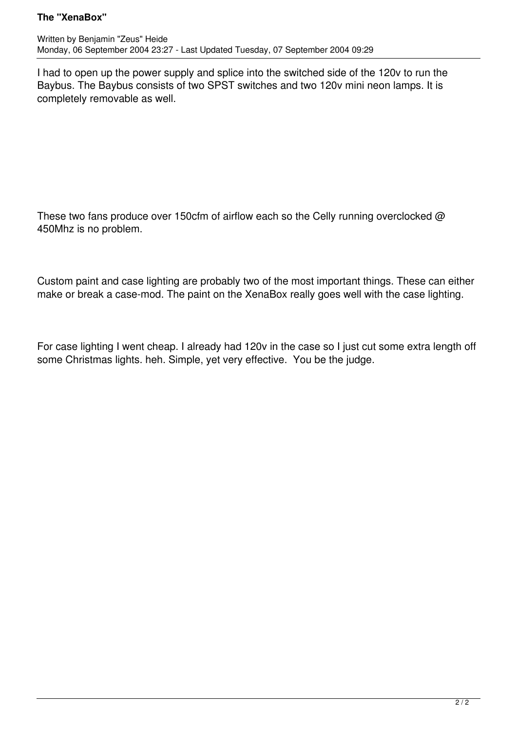I had to open up the power supply and splice into the switched side of the 120v to run the Baybus. The Baybus consists of two SPST switches and two 120v mini neon lamps. It is completely removable as well.

These two fans produce over 150cfm of airflow each so the Celly running overclocked @ 450Mhz is no problem.

Custom paint and case lighting are probably two of the most important things. These can either make or break a case-mod. The paint on the XenaBox really goes well with the case lighting.

For case lighting I went cheap. I already had 120v in the case so I just cut some extra length off some Christmas lights. heh. Simple, yet very effective.  You be the judge.